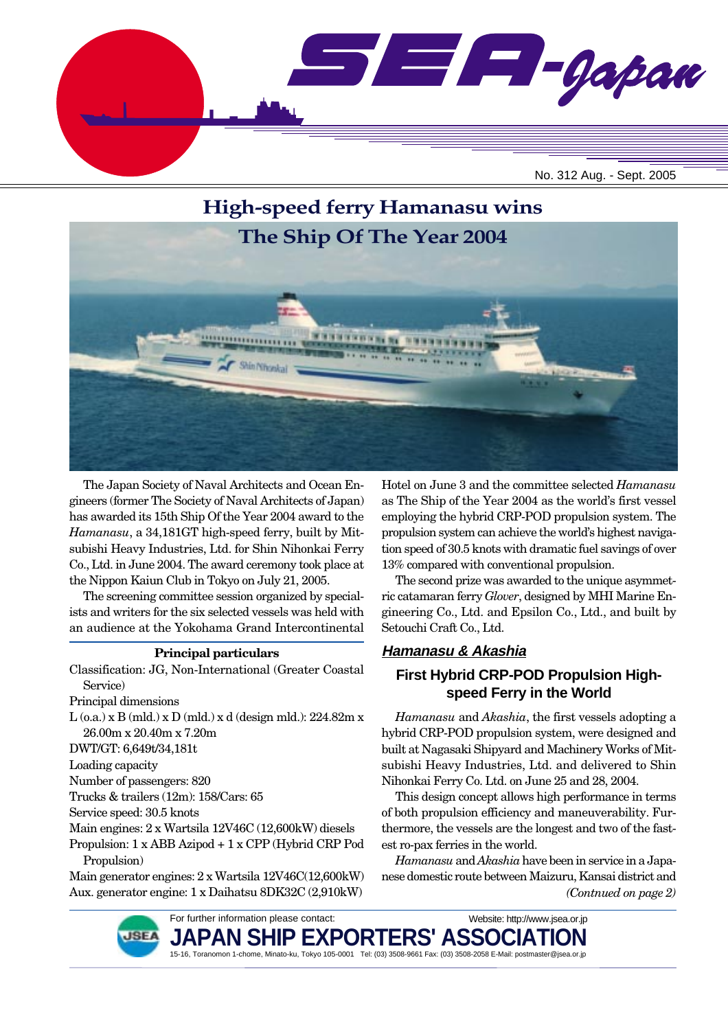# SEA-Japan

No. 312 Aug. - Sept. 2005

## High-speed ferry Hamanasu wins The Ship Of The Year 2004

The Japan Society of Naval Architects and Ocean Engineers (former The Society of Naval Architects of Japan) has awarded its 15th Ship Of the Year 2004 award to the *Hamanasu*, a 34,181GT high-speed ferry, built by Mitsubishi Heavy Industries, Ltd. for Shin Nihonkai Ferry Co., Ltd. in June 2004. The award ceremony took place at the Nippon Kaiun Club in Tokyo on July 21, 2005.

The screening committee session organized by specialists and writers for the six selected vessels was held with an audience at the Yokohama Grand Intercontinental Hotel on June 3 and the committee selected *Hamanasu* as The Ship of the Year 2004 as the world's first vessel employing the hybrid CRP-POD propulsion system. The propulsion system can achieve the world's highest navigation speed of 30.5 knots with dramatic fuel savings of over 13% compared with conventional propulsion.

The second prize was awarded to the unique asymmetric catamaran ferry *Glover*, designed by MHI Marine Engineering Co., Ltd. and Epsilon Co., Ltd., and built by Setouchi Craft Co., Ltd.

**Principal particulars**

Classification: JG, Non-International (Greater Coastal Service)
Principal dimensions
L (o.a.) x B (mld.) x D (mld.) x d (design mld.): 224.82m x 26.00m x 20.40m x 7.20m
DWT/GT: 6,649t/34,181t
Loading capacity
Number of passengers: 820
Trucks & trailers (12m): 158/Cars: 65
Service speed: 30.5 knots
Main engines: 2 x Wartsila 12V46C (12,600kW) diesels
Propulsion: 1 x ABB Azipod + 1 x CPP (Hybrid CRP Pod Propulsion)
Main generator engines: 2 x Wartsila 12V46C(12,600kW)
Aux. generator engine: 1 x Daihatsu 8DK32C (2,910kW)

### *Hamanasu & Akashia*

### First Hybrid CRP-POD Propulsion High-speed Ferry in the World

*Hamanasu* and *Akashia*, the first vessels adopting a hybrid CRP-POD propulsion system, were designed and built at Nagasaki Shipyard and Machinery Works of Mitsubishi Heavy Industries, Ltd. and delivered to Shin Nihonkai Ferry Co. Ltd. on June 25 and 28, 2004.

This design concept allows high performance in terms of both propulsion efficiency and maneuverability. Furthermore, the vessels are the longest and two of the fastest ro-pax ferries in the world.

*Hamanasu* and *Akashia* have been in service in a Japanese domestic route between Maizuru, Kansai district and

*(Contnued on page 2)*

For further information please contact:
**JAPAN SHIP EXPORTERS' ASSOCIATION**
Website: http://www.jsea.or.jp
15-16, Toranomon 1-chome, Minato-ku, Tokyo 105-0001 Tel: (03) 3508-9661 Fax: (03) 3508-2058 E-Mail: postmaster@jsea.or.jp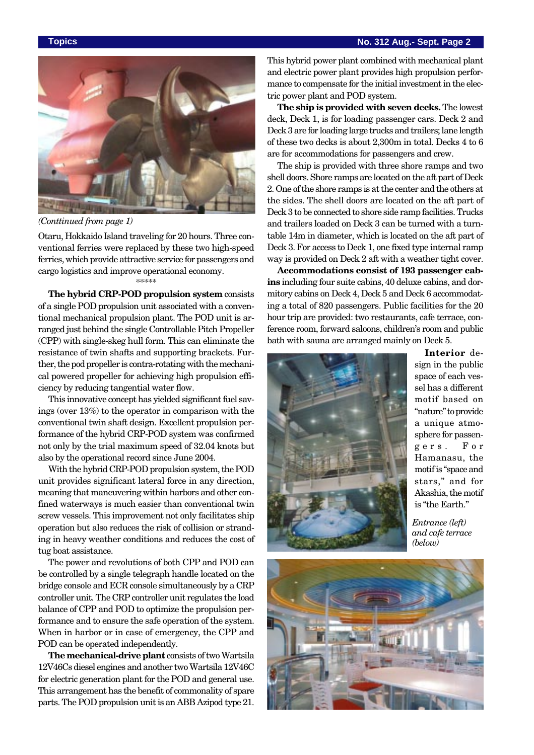*(Conttinued from page 1)*

Otaru, Hokkaido Island traveling for 20 hours. Three conventional ferries were replaced by these two high-speed ferries, which provide attractive service for passengers and cargo logistics and improve operational economy.

\*\*\*\*\*

**The hybrid CRP-POD propulsion system** consists of a single POD propulsion unit associated with a conventional mechanical propulsion plant. The POD unit is arranged just behind the single Controllable Pitch Propeller (CPP) with single-skeg hull form. This can eliminate the resistance of twin shafts and supporting brackets. Further, the pod propeller is contra-rotating with the mechanical powered propeller for achieving high propulsion efficiency by reducing tangential water flow.

This innovative concept has yielded significant fuel savings (over 13%) to the operator in comparison with the conventional twin shaft design. Excellent propulsion performance of the hybrid CRP-POD system was confirmed not only by the trial maximum speed of 32.04 knots but also by the operational record since June 2004.

With the hybrid CRP-POD propulsion system, the POD unit provides significant lateral force in any direction, meaning that maneuvering within harbors and other confined waterways is much easier than conventional twin screw vessels. This improvement not only facilitates ship operation but also reduces the risk of collision or stranding in heavy weather conditions and reduces the cost of tug boat assistance.

The power and revolutions of both CPP and POD can be controlled by a single telegraph handle located on the bridge console and ECR console simultaneously by a CRP controller unit. The CRP controller unit regulates the load balance of CPP and POD to optimize the propulsion performance and to ensure the safe operation of the system. When in harbor or in case of emergency, the CPP and POD can be operated independently.

**The mechanical-drive plant** consists of two Wartsila 12V46Cs diesel engines and another two Wartsila 12V46C for electric generation plant for the POD and general use. This arrangement has the benefit of commonality of spare parts. The POD propulsion unit is an ABB Azipod type 21. This hybrid power plant combined with mechanical plant and electric power plant provides high propulsion performance to compensate for the initial investment in the electric power plant and POD system.

**The ship is provided with seven decks.** The lowest deck, Deck 1, is for loading passenger cars. Deck 2 and Deck 3 are for loading large trucks and trailers; lane length of these two decks is about 2,300m in total. Decks 4 to 6 are for accommodations for passengers and crew.

The ship is provided with three shore ramps and two shell doors. Shore ramps are located on the aft part of Deck 2. One of the shore ramps is at the center and the others at the sides. The shell doors are located on the aft part of Deck 3 to be connected to shore side ramp facilities. Trucks and trailers loaded on Deck 3 can be turned with a turntable 14m in diameter, which is located on the aft part of Deck 3. For access to Deck 1, one fixed type internal ramp way is provided on Deck 2 aft with a weather tight cover.

**Accommodations consist of 193 passenger cabins** including four suite cabins, 40 deluxe cabins, and dormitory cabins on Deck 4, Deck 5 and Deck 6 accommodating a total of 820 passengers. Public facilities for the 20 hour trip are provided: two restaurants, cafe terrace, conference room, forward saloons, children's room and public bath with sauna are arranged mainly on Deck 5.

**Interior** design in the public space of each vessel has a different motif based on "nature" to provide a unique atmosphere for passengers. For Hamanasu, the motif is "space and stars," and for Akashia, the motif is "the Earth."

*Entrance (left) and cafe terrace (below)*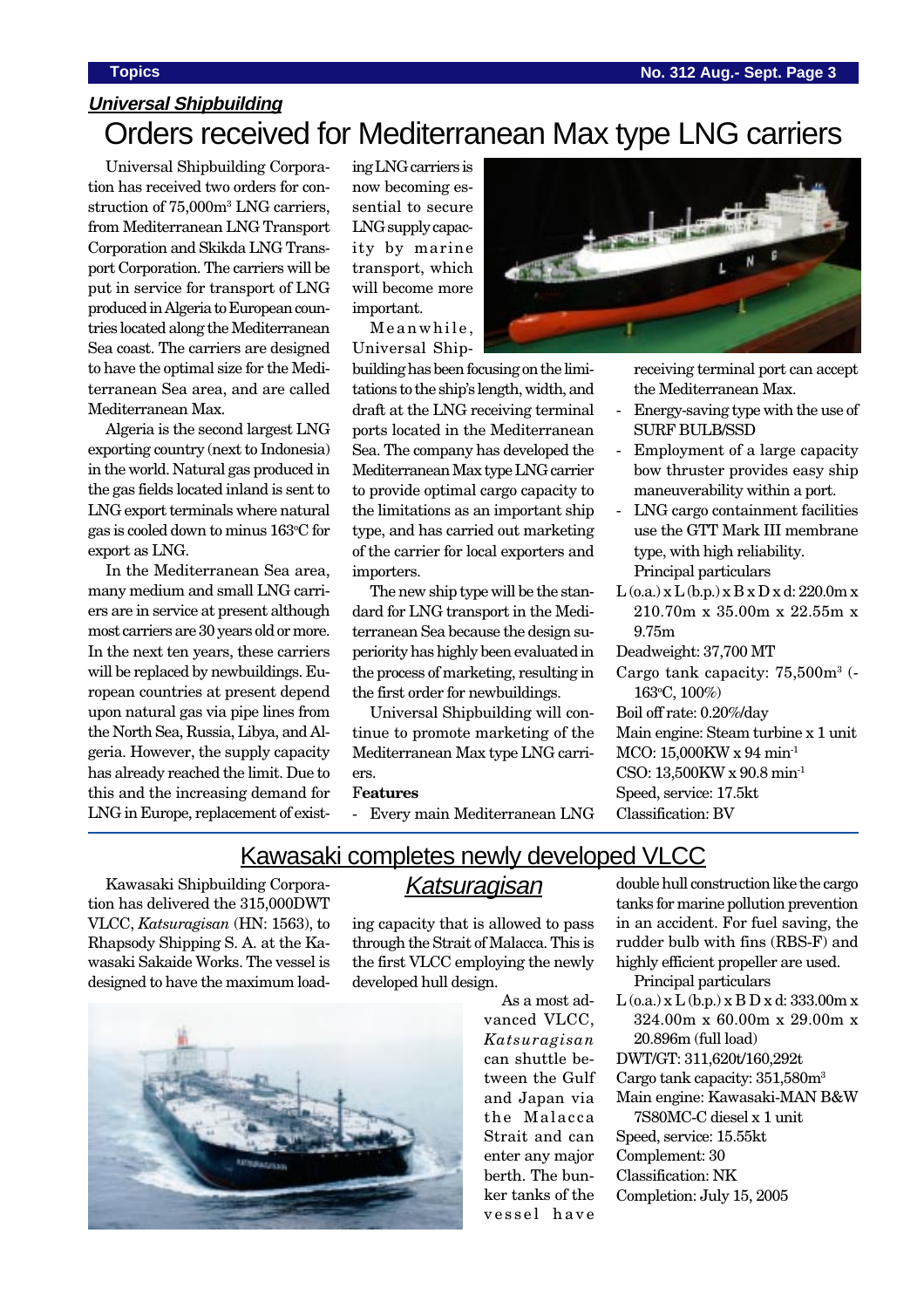## *Universal Shipbuilding*

# Orders received for Mediterranean Max type LNG carriers

Universal Shipbuilding Corporation has received two orders for construction of 75,000m³ LNG carriers, from Mediterranean LNG Transport Corporation and Skikda LNG Transport Corporation. The carriers will be put in service for transport of LNG produced in Algeria to European countries located along the Mediterranean Sea coast. The carriers are designed to have the optimal size for the Mediterranean Sea area, and are called Mediterranean Max.

Algeria is the second largest LNG exporting country (next to Indonesia) in the world. Natural gas produced in the gas fields located inland is sent to LNG export terminals where natural gas is cooled down to minus 163°C for export as LNG.

In the Mediterranean Sea area, many medium and small LNG carriers are in service at present although most carriers are 30 years old or more. In the next ten years, these carriers will be replaced by newbuildings. European countries at present depend upon natural gas via pipe lines from the North Sea, Russia, Libya, and Algeria. However, the supply capacity has already reached the limit. Due to this and the increasing demand for LNG in Europe, replacement of existing LNG carriers is now becoming essential to secure LNG supply capacity by marine transport, which will become more important.

Meanwhile, Universal Shipbuilding has been focusing on the limitations to the ship's length, width, and draft at the LNG receiving terminal ports located in the Mediterranean Sea. The company has developed the Mediterranean Max type LNG carrier to provide optimal cargo capacity to the limitations as an important ship type, and has carried out marketing of the carrier for local exporters and importers.

The new ship type will be the standard for LNG transport in the Mediterranean Sea because the design superiority has highly been evaluated in the process of marketing, resulting in the first order for newbuildings.

Universal Shipbuilding will continue to promote marketing of the Mediterranean Max type LNG carriers.

**Features**

- Every main Mediterranean LNG receiving terminal port can accept the Mediterranean Max.
- Energy-saving type with the use of SURF BULB/SSD
- Employment of a large capacity bow thruster provides easy ship maneuverability within a port.
- LNG cargo containment facilities use the GTT Mark III membrane type, with high reliability.

Principal particulars

L (o.a.) x L (b.p.) x B x D x d: 220.0m x 210.70m x 35.00m x 22.55m x 9.75m
Deadweight: 37,700 MT
Cargo tank capacity: 75,500m³ (-163°C, 100%)
Boil off rate: 0.20%/day
Main engine: Steam turbine x 1 unit
MCO: 15,000KW x 94 min⁻¹
CSO: 13,500KW x 90.8 min⁻¹
Speed, service: 17.5kt
Classification: BV

# Kawasaki completes newly developed VLCC *Katsuragisan*

Kawasaki Shipbuilding Corporation has delivered the 315,000DWT VLCC, *Katsuragisan* (HN: 1563), to Rhapsody Shipping S. A. at the Kawasaki Sakaide Works. The vessel is designed to have the maximum loading capacity that is allowed to pass through the Strait of Malacca. This is the first VLCC employing the newly developed hull design.

As a most advanced VLCC, *Katsuragisan* can shuttle between the Gulf and Japan via the Malacca Strait and can enter any major berth. The bunker tanks of the vessel have double hull construction like the cargo tanks for marine pollution prevention in an accident. For fuel saving, the rudder bulb with fins (RBS-F) and highly efficient propeller are used.

Principal particulars

L (o.a.) x L (b.p.) x B D x d: 333.00m x 324.00m x 60.00m x 29.00m x 20.896m (full load)
DWT/GT: 311,620t/160,292t
Cargo tank capacity: 351,580m³
Main engine: Kawasaki-MAN B&W 7S80MC-C diesel x 1 unit
Speed, service: 15.55kt
Complement: 30
Classification: NK
Completion: July 15, 2005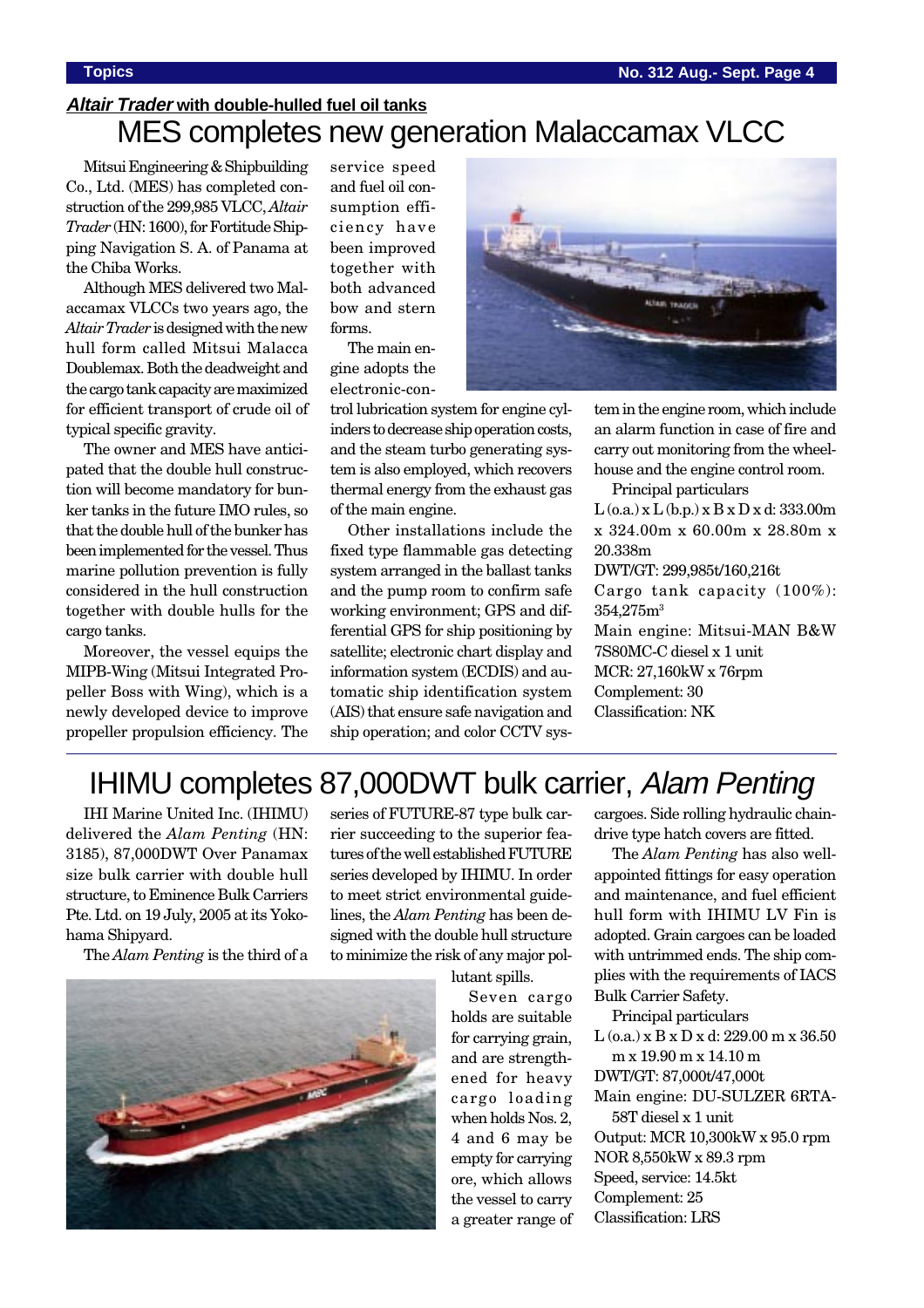### ***Altair Trader*** **with double-hulled fuel oil tanks**

# MES completes new generation Malaccamax VLCC

Mitsui Engineering & Shipbuilding Co., Ltd. (MES) has completed construction of the 299,985 VLCC, *Altair Trader* (HN: 1600), for Fortitude Shipping Navigation S. A. of Panama at the Chiba Works.

Although MES delivered two Malaccamax VLCCs two years ago, the *Altair Trader* is designed with the new hull form called Mitsui Malacca Doublemax. Both the deadweight and the cargo tank capacity are maximized for efficient transport of crude oil of typical specific gravity.

The owner and MES have anticipated that the double hull construction will become mandatory for bunker tanks in the future IMO rules, so that the double hull of the bunker has been implemented for the vessel. Thus marine pollution prevention is fully considered in the hull construction together with double hulls for the cargo tanks.

Moreover, the vessel equips the MIPB-Wing (Mitsui Integrated Propeller Boss with Wing), which is a newly developed device to improve propeller propulsion efficiency. The service speed and fuel oil consumption efficiency have been improved together with both advanced bow and stern forms.

The main engine adopts the electronic-control lubrication system for engine cylinders to decrease ship operation costs, and the steam turbo generating system is also employed, which recovers thermal energy from the exhaust gas of the main engine.

Other installations include the fixed type flammable gas detecting system arranged in the ballast tanks and the pump room to confirm safe working environment; GPS and differential GPS for ship positioning by satellite; electronic chart display and information system (ECDIS) and automatic ship identification system (AIS) that ensure safe navigation and ship operation; and color CCTV system in the engine room, which include an alarm function in case of fire and carry out monitoring from the wheelhouse and the engine control room.

Principal particulars

L (o.a.) x L (b.p.) x B x D x d: 333.00m x 324.00m x 60.00m x 28.80m x 20.338m

DWT/GT: 299,985t/160,216t

Cargo tank capacity (100%): 354,275m$^3$

Main engine: Mitsui-MAN B&W 7S80MC-C diesel x 1 unit

MCR: 27,160kW x 76rpm

Complement: 30

Classification: NK

# IHIMU completes 87,000DWT bulk carrier, *Alam Penting*

IHI Marine United Inc. (IHIMU) delivered the *Alam Penting* (HN: 3185), 87,000DWT Over Panamax size bulk carrier with double hull structure, to Eminence Bulk Carriers Pte. Ltd. on 19 July, 2005 at its Yokohama Shipyard.

The *Alam Penting* is the third of a series of FUTURE-87 type bulk carrier succeeding to the superior features of the well established FUTURE series developed by IHIMU. In order to meet strict environmental guidelines, the *Alam Penting* has been designed with the double hull structure to minimize the risk of any major pollutant spills.

Seven cargo holds are suitable for carrying grain, and are strengthened for heavy cargo loading when holds Nos. 2, 4 and 6 may be empty for carrying ore, which allows the vessel to carry a greater range of cargoes. Side rolling hydraulic chain-drive type hatch covers are fitted.

The *Alam Penting* has also well-appointed fittings for easy operation and maintenance, and fuel efficient hull form with IHIMU LV Fin is adopted. Grain cargoes can be loaded with untrimmed ends. The ship complies with the requirements of IACS Bulk Carrier Safety.

Principal particulars

L (o.a.) x B x D x d: 229.00 m x 36.50 m x 19.90 m x 14.10 m

DWT/GT: 87,000t/47,000t

Main engine: DU-SULZER 6RTA-58T diesel x 1 unit

Output: MCR 10,300kW x 95.0 rpm

NOR 8,550kW x 89.3 rpm

Speed, service: 14.5kt

Complement: 25

Classification: LRS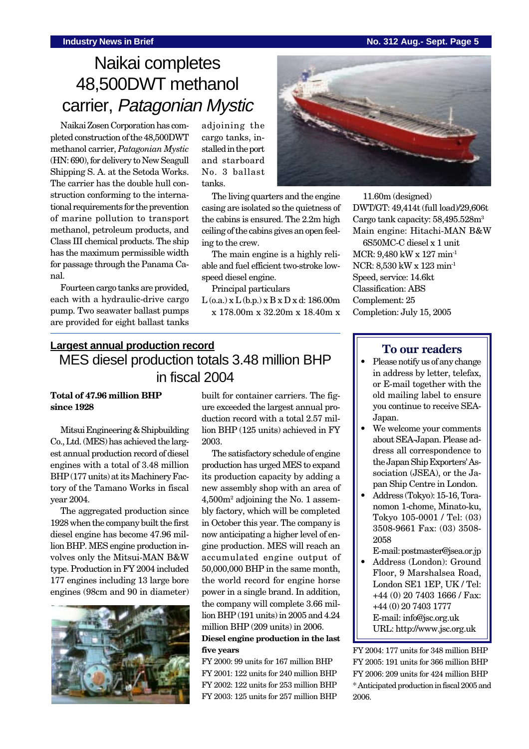# Naikai completes 48,500DWT methanol carrier, *Patagonian Mystic*

Naikai Zosen Corporation has completed construction of the 48,500DWT methanol carrier, *Patagonian Mystic* (HN: 690), for delivery to New Seagull Shipping S. A. at the Setoda Works. The carrier has the double hull construction conforming to the international requirements for the prevention of marine pollution to transport methanol, petroleum products, and Class III chemical products. The ship has the maximum permissible width for passage through the Panama Canal.

Fourteen cargo tanks are provided, each with a hydraulic-drive cargo pump. Two seawater ballast pumps are provided for eight ballast tanks adjoining the cargo tanks, installed in the port and starboard No. 3 ballast tanks.

The living quarters and the engine casing are isolated so the quietness of the cabins is ensured. The 2.2m high ceiling of the cabins gives an open feeling to the crew.

The main engine is a highly reliable and fuel efficient two-stroke low-speed diesel engine.

Principal particulars

L (o.a.) x L (b.p.) x B x D x d: 186.00m x 178.00m x 32.20m x 18.40m x 11.60m (designed)
DWT/GT: 49,414t (full load)/29,606t
Cargo tank capacity: 58,495.528m$^3$
Main engine: Hitachi-MAN B&W 6S50MC-C diesel x 1 unit
MCR: 9,480 kW x 127 min$^{-1}$
NCR: 8,530 kW x 123 min$^{-1}$
Speed, service: 14.6kt
Classification: ABS
Complement: 25
Completion: July 15, 2005

## Largest annual production record

# MES diesel production totals 3.48 million BHP in fiscal 2004

**Total of 47.96 million BHP since 1928**

Mitsui Engineering & Shipbuilding Co., Ltd. (MES) has achieved the largest annual production record of diesel engines with a total of 3.48 million BHP (177 units) at its Machinery Factory of the Tamano Works in fiscal year 2004.

The aggregated production since 1928 when the company built the first diesel engine has become 47.96 million BHP. MES engine production involves only the Mitsui-MAN B&W type. Production in FY 2004 included 177 engines including 13 large bore engines (98cm and 90 in diameter) built for container carriers. The figure exceeded the largest annual production record with a total 2.57 million BHP (125 units) achieved in FY 2003.

The satisfactory schedule of engine production has urged MES to expand its production capacity by adding a new assembly shop with an area of 4,500m$^2$ adjoining the No. 1 assembly factory, which will be completed in October this year. The company is now anticipating a higher level of engine production. MES will reach an accumulated engine output of 50,000,000 BHP in the same month, the world record for engine horse power in a single brand. In addition, the company will complete 3.66 million BHP (191 units) in 2005 and 4.24 million BHP (209 units) in 2006.

**Diesel engine production in the last five years**

FY 2000: 99 units for 167 million BHP
FY 2001: 122 units for 240 million BHP
FY 2002: 122 units for 253 million BHP
FY 2003: 125 units for 257 million BHP
FY 2004: 177 units for 348 million BHP
FY 2005: 191 units for 366 million BHP
FY 2006: 209 units for 424 million BHP
* Anticipated production in fiscal 2005 and 2006.

## To our readers

- Please notify us of any change in address by letter, telefax, or E-mail together with the old mailing label to ensure you continue to receive SEA-Japan.
- We welcome your comments about SEA-Japan. Please address all correspondence to the Japan Ship Exporters' Association (JSEA), or the Japan Ship Centre in London.
- Address (Tokyo): 15-16, Toranomon 1-chome, Minato-ku, Tokyo 105-0001 / Tel: (03) 3508-9661 Fax: (03) 3508-2058
  E-mail: postmaster@jsea.or.jp
- Address (London): Ground Floor, 9 Marshalsea Road, London SE1 1EP, UK / Tel: +44 (0) 20 7403 1666 / Fax: +44 (0) 20 7403 1777
  E-mail: info@jsc.org.uk
  URL: http://www.jsc.org.uk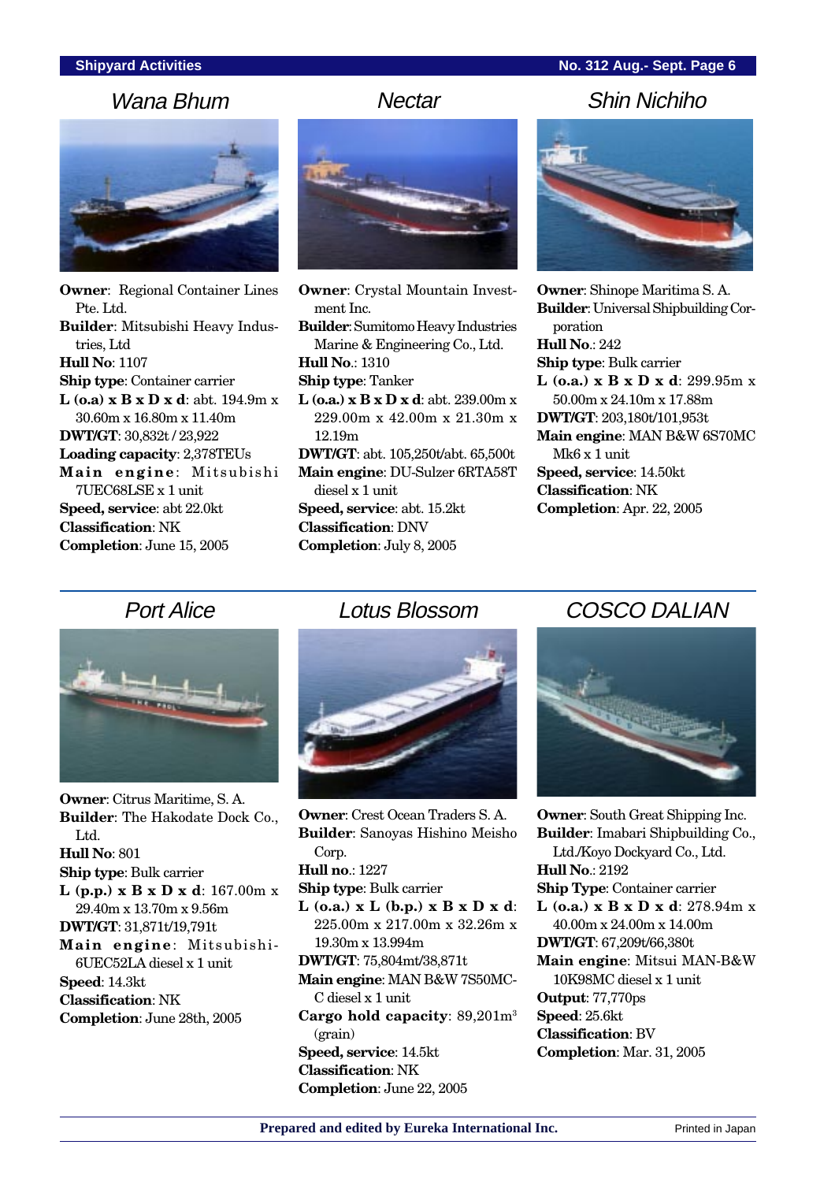## Wana Bhum

**Owner**: Regional Container Lines Pte. Ltd.
**Builder**: Mitsubishi Heavy Industries, Ltd
**Hull No**: 1107
**Ship type**: Container carrier
**L (o.a) x B x D x d**: abt. 194.9m x 30.60m x 16.80m x 11.40m
**DWT/GT**: 30,832t / 23,922
**Loading capacity**: 2,378TEUs
**Main engine**: Mitsubishi 7UEC68LSE x 1 unit
**Speed, service**: abt 22.0kt
**Classification**: NK
**Completion**: June 15, 2005

## Nectar

**Owner**: Crystal Mountain Investment Inc.
**Builder**: Sumitomo Heavy Industries Marine & Engineering Co., Ltd.
**Hull No.**: 1310
**Ship type**: Tanker
**L (o.a.) x B x D x d**: abt. 239.00m x 229.00m x 42.00m x 21.30m x 12.19m
**DWT/GT**: abt. 105,250t/abt. 65,500t
**Main engine**: DU-Sulzer 6RTA58T diesel x 1 unit
**Speed, service**: abt. 15.2kt
**Classification**: DNV
**Completion**: July 8, 2005

## Shin Nichiho

**Owner**: Shinope Maritima S. A.
**Builder**: Universal Shipbuilding Corporation
**Hull No.**: 242
**Ship type**: Bulk carrier
**L (o.a.) x B x D x d**: 299.95m x 50.00m x 24.10m x 17.88m
**DWT/GT**: 203,180t/101,953t
**Main engine**: MAN B&W 6S70MC Mk6 x 1 unit
**Speed, service**: 14.50kt
**Classification**: NK
**Completion**: Apr. 22, 2005

## Port Alice

**Owner**: Citrus Maritime, S. A.
**Builder**: The Hakodate Dock Co., Ltd.
**Hull No**: 801
**Ship type**: Bulk carrier
**L (p.p.) x B x D x d**: 167.00m x 29.40m x 13.70m x 9.56m
**DWT/GT**: 31,871t/19,791t
**Main engine**: Mitsubishi-6UEC52LA diesel x 1 unit
**Speed**: 14.3kt
**Classification**: NK
**Completion**: June 28th, 2005

## Lotus Blossom

**Owner**: Crest Ocean Traders S. A.
**Builder**: Sanoyas Hishino Meisho Corp.
**Hull no.**: 1227
**Ship type**: Bulk carrier
**L (o.a.) x L (b.p.) x B x D x d**: 225.00m x 217.00m x 32.26m x 19.30m x 13.994m
**DWT/GT**: 75,804mt/38,871t
**Main engine**: MAN B&W 7S50MC-C diesel x 1 unit
**Cargo hold capacity**: 89,201m$^3$ (grain)
**Speed, service**: 14.5kt
**Classification**: NK
**Completion**: June 22, 2005

## COSCO DALIAN

**Owner**: South Great Shipping Inc.
**Builder**: Imabari Shipbuilding Co., Ltd./Koyo Dockyard Co., Ltd.
**Hull No.**: 2192
**Ship Type**: Container carrier
**L (o.a.) x B x D x d**: 278.94m x 40.00m x 24.00m x 14.00m
**DWT/GT**: 67,209t/66,380t
**Main engine**: Mitsui MAN-B&W 10K98MC diesel x 1 unit
**Output**: 77,770ps
**Speed**: 25.6kt
**Classification**: BV
**Completion**: Mar. 31, 2005

**Prepared and edited by Eureka International Inc.** Printed in Japan